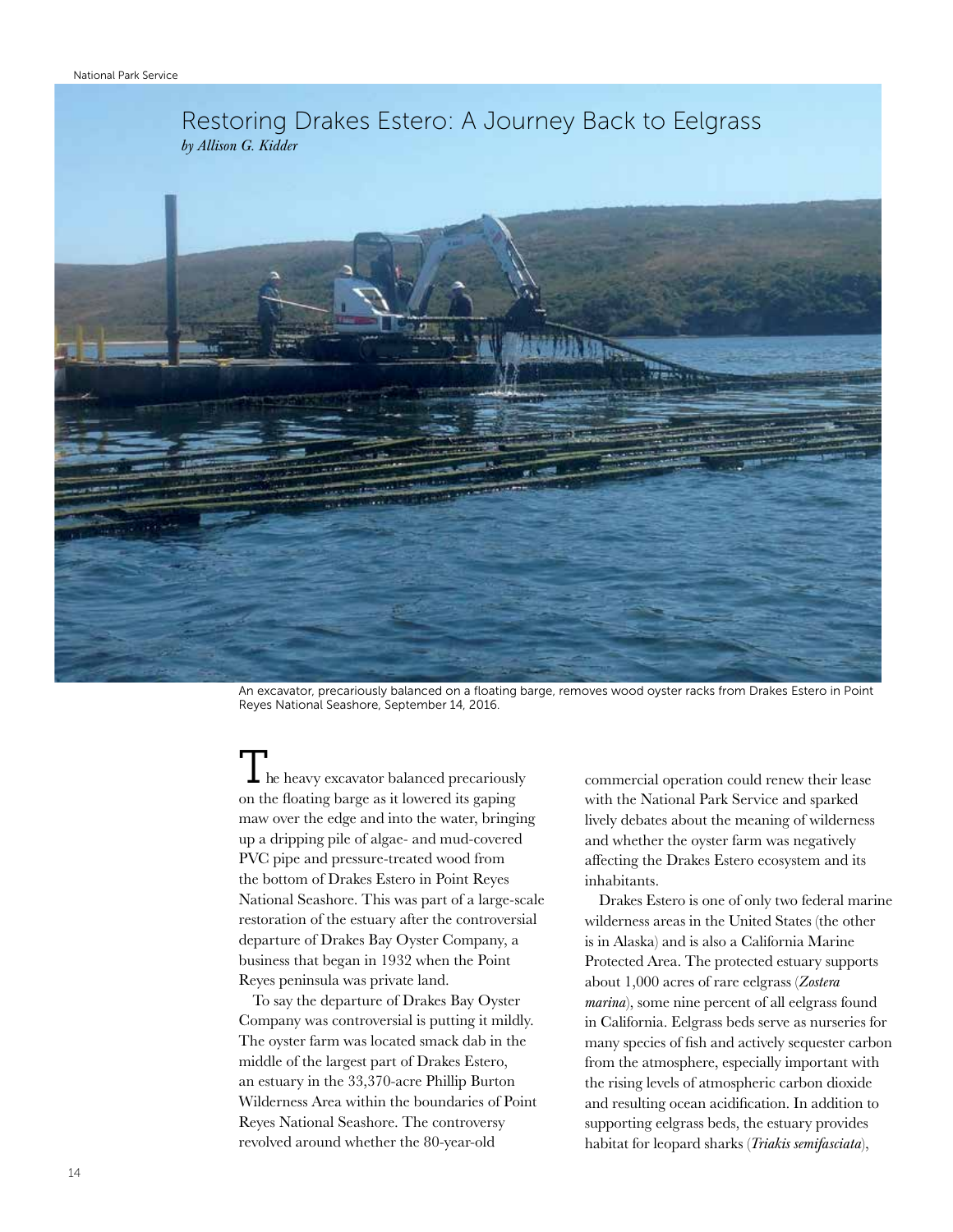# Restoring Drakes Estero: A Journey Back to Eelgrass

*by Allison G. Kidder*

An excavator, precariously balanced on a floating barge, removes wood oyster racks from Drakes Estero in Point Reyes National Seashore, September 14, 2016.

The heavy excavator balanced precariously on the floating barge as it lowered its gaping maw over the edge and into the water, bringing up a dripping pile of algae- and mud-covered PVC pipe and pressure-treated wood from the bottom of Drakes Estero in Point Reyes National Seashore. This was part of a large-scale restoration of the estuary after the controversial departure of Drakes Bay Oyster Company, a business that began in 1932 when the Point Reyes peninsula was private land.

To say the departure of Drakes Bay Oyster Company was controversial is putting it mildly. The oyster farm was located smack dab in the middle of the largest part of Drakes Estero, an estuary in the 33,370-acre Phillip Burton Wilderness Area within the boundaries of Point Reyes National Seashore. The controversy revolved around whether the 80-year-old commercial operation could renew their lease with the National Park Service and sparked lively debates about the meaning of wilderness and whether the oyster farm was negatively affecting the Drakes Estero ecosystem and its inhabitants.

Drakes Estero is one of only two federal marine wilderness areas in the United States (the other is in Alaska) and is also a California Marine Protected Area. The protected estuary supports about 1,000 acres of rare eelgrass (*Zostera marina*), some nine percent of all eelgrass found in California. Eelgrass beds serve as nurseries for many species of fish and actively sequester carbon from the atmosphere, especially important with the rising levels of atmospheric carbon dioxide and resulting ocean acidification. In addition to supporting eelgrass beds, the estuary provides habitat for leopard sharks (*Triakis semifasciata*),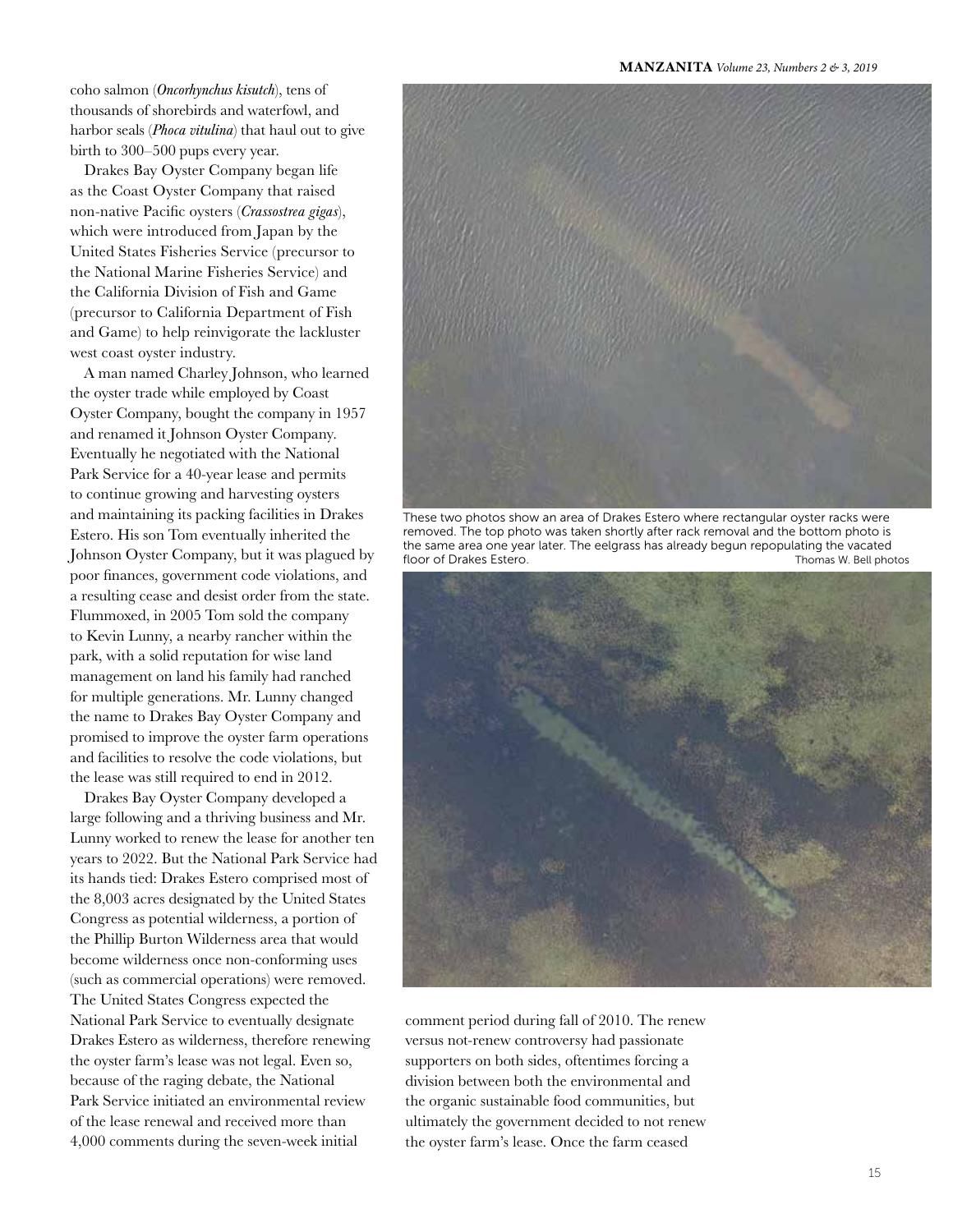coho salmon (*Oncorhynchus kisutch*), tens of thousands of shorebirds and waterfowl, and harbor seals (*Phoca vitulina*) that haul out to give birth to 300–500 pups every year.

Drakes Bay Oyster Company began life as the Coast Oyster Company that raised non-native Pacific oysters (*Crassostrea gigas*), which were introduced from Japan by the United States Fisheries Service (precursor to the National Marine Fisheries Service) and the California Division of Fish and Game (precursor to California Department of Fish and Game) to help reinvigorate the lackluster west coast oyster industry.

A man named Charley Johnson, who learned the oyster trade while employed by Coast Oyster Company, bought the company in 1957 and renamed it Johnson Oyster Company. Eventually he negotiated with the National Park Service for a 40-year lease and permits to continue growing and harvesting oysters and maintaining its packing facilities in Drakes Estero. His son Tom eventually inherited the Johnson Oyster Company, but it was plagued by poor finances, government code violations, and a resulting cease and desist order from the state. Flummoxed, in 2005 Tom sold the company to Kevin Lunny, a nearby rancher within the park, with a solid reputation for wise land management on land his family had ranched for multiple generations. Mr. Lunny changed the name to Drakes Bay Oyster Company and promised to improve the oyster farm operations and facilities to resolve the code violations, but the lease was still required to end in 2012.

Drakes Bay Oyster Company developed a large following and a thriving business and Mr. Lunny worked to renew the lease for another ten years to 2022. But the National Park Service had its hands tied: Drakes Estero comprised most of the 8,003 acres designated by the United States Congress as potential wilderness, a portion of the Phillip Burton Wilderness area that would become wilderness once non-conforming uses (such as commercial operations) were removed. The United States Congress expected the National Park Service to eventually designate Drakes Estero as wilderness, therefore renewing the oyster farm's lease was not legal. Even so, because of the raging debate, the National Park Service initiated an environmental review of the lease renewal and received more than 4,000 comments during the seven-week initial comment period during fall of 2010. The renew versus not-renew controversy had passionate supporters on both sides, oftentimes forcing a division between both the environmental and the organic sustainable food communities, but ultimately the government decided to not renew the oyster farm's lease. Once the farm ceased

These two photos show an area of Drakes Estero where rectangular oyster racks were removed. The top photo was taken shortly after rack removal and the bottom photo is the same area one year later. The eelgrass has already begun repopulating the vacated floor of Drakes Estero. Thomas W. Bell photos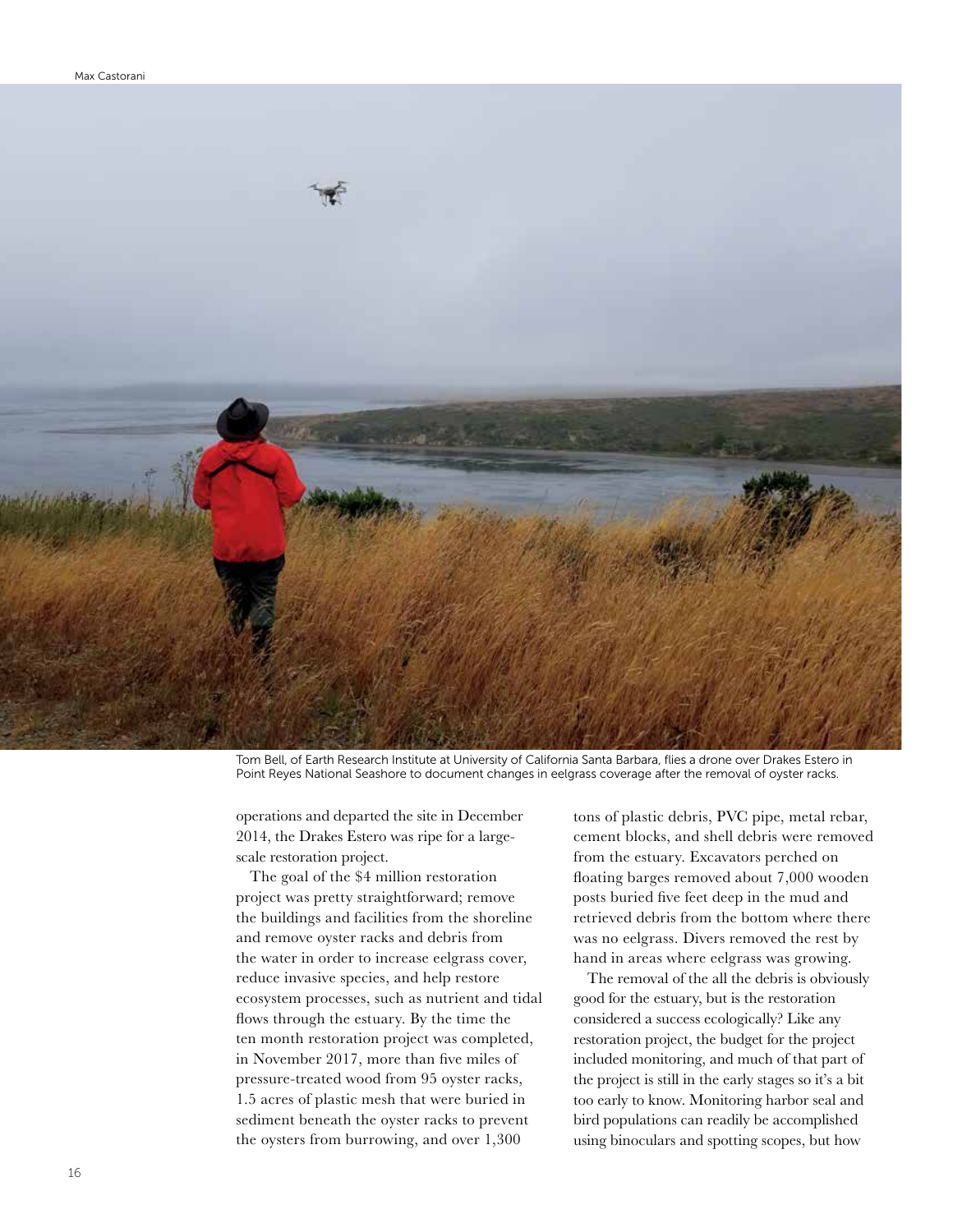Max Castorani

Tom Bell, of Earth Research Institute at University of California Santa Barbara, flies a drone over Drakes Estero in Point Reyes National Seashore to document changes in eelgrass coverage after the removal of oyster racks.

operations and departed the site in December 2014, the Drakes Estero was ripe for a large-scale restoration project.

The goal of the $4 million restoration project was pretty straightforward; remove the buildings and facilities from the shoreline and remove oyster racks and debris from the water in order to increase eelgrass cover, reduce invasive species, and help restore ecosystem processes, such as nutrient and tidal flows through the estuary. By the time the ten month restoration project was completed, in November 2017, more than five miles of pressure-treated wood from 95 oyster racks, 1.5 acres of plastic mesh that were buried in sediment beneath the oyster racks to prevent the oysters from burrowing, and over 1,300 tons of plastic debris, PVC pipe, metal rebar, cement blocks, and shell debris were removed from the estuary. Excavators perched on floating barges removed about 7,000 wooden posts buried five feet deep in the mud and retrieved debris from the bottom where there was no eelgrass. Divers removed the rest by hand in areas where eelgrass was growing.

The removal of the all the debris is obviously good for the estuary, but is the restoration considered a success ecologically? Like any restoration project, the budget for the project included monitoring, and much of that part of the project is still in the early stages so it's a bit too early to know. Monitoring harbor seal and bird populations can readily be accomplished using binoculars and spotting scopes, but how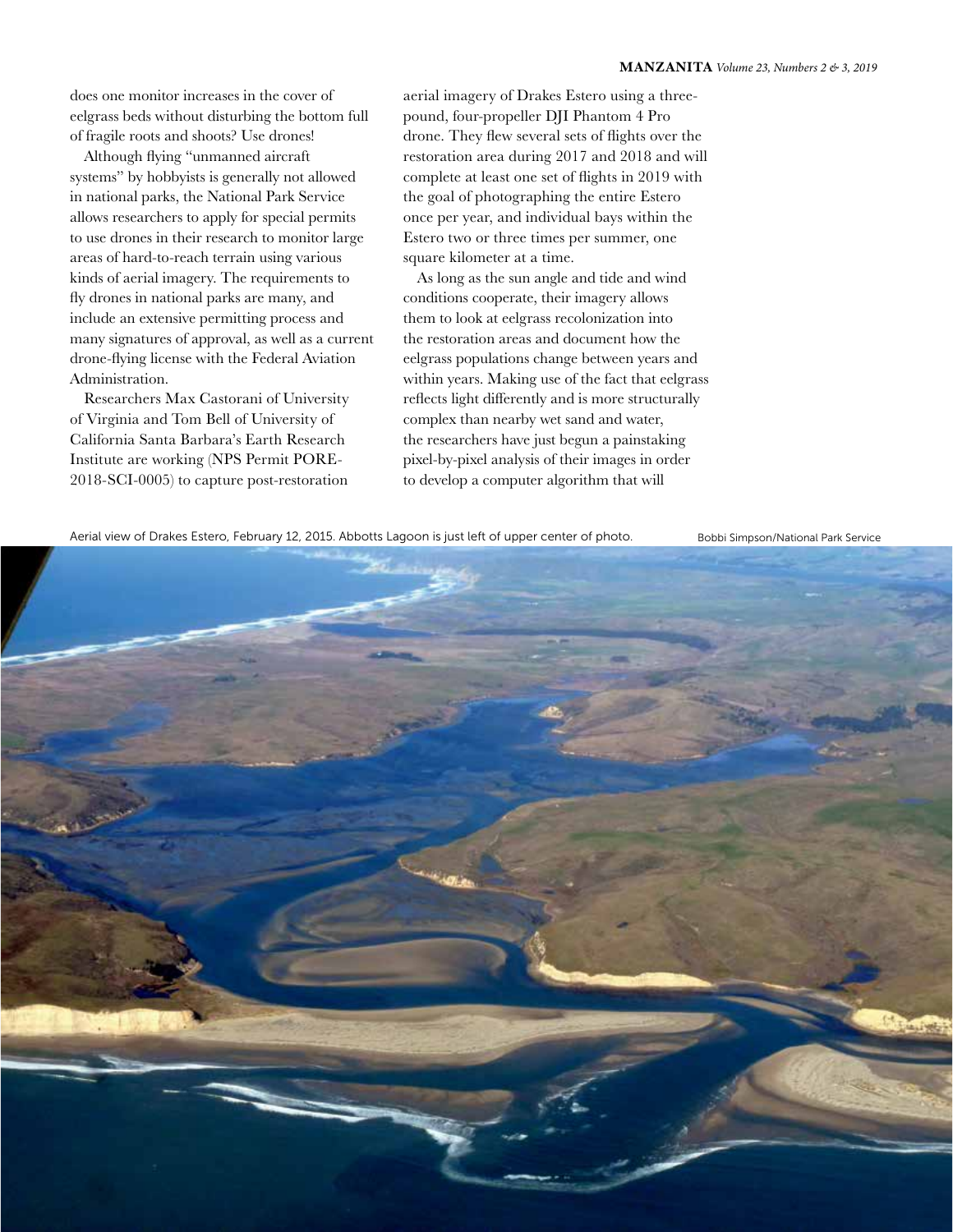does one monitor increases in the cover of eelgrass beds without disturbing the bottom full of fragile roots and shoots? Use drones!

Although flying "unmanned aircraft systems" by hobbyists is generally not allowed in national parks, the National Park Service allows researchers to apply for special permits to use drones in their research to monitor large areas of hard-to-reach terrain using various kinds of aerial imagery. The requirements to fly drones in national parks are many, and include an extensive permitting process and many signatures of approval, as well as a current drone-flying license with the Federal Aviation Administration.

Researchers Max Castorani of University of Virginia and Tom Bell of University of California Santa Barbara's Earth Research Institute are working (NPS Permit PORE-2018-SCI-0005) to capture post-restoration aerial imagery of Drakes Estero using a three-pound, four-propeller DJI Phantom 4 Pro drone. They flew several sets of flights over the restoration area during 2017 and 2018 and will complete at least one set of flights in 2019 with the goal of photographing the entire Estero once per year, and individual bays within the Estero two or three times per summer, one square kilometer at a time.

As long as the sun angle and tide and wind conditions cooperate, their imagery allows them to look at eelgrass recolonization into the restoration areas and document how the eelgrass populations change between years and within years. Making use of the fact that eelgrass reflects light differently and is more structurally complex than nearby wet sand and water, the researchers have just begun a painstaking pixel-by-pixel analysis of their images in order to develop a computer algorithm that will

Aerial view of Drakes Estero, February 12, 2015. Abbotts Lagoon is just left of upper center of photo. Bobbi Simpson/National Park Service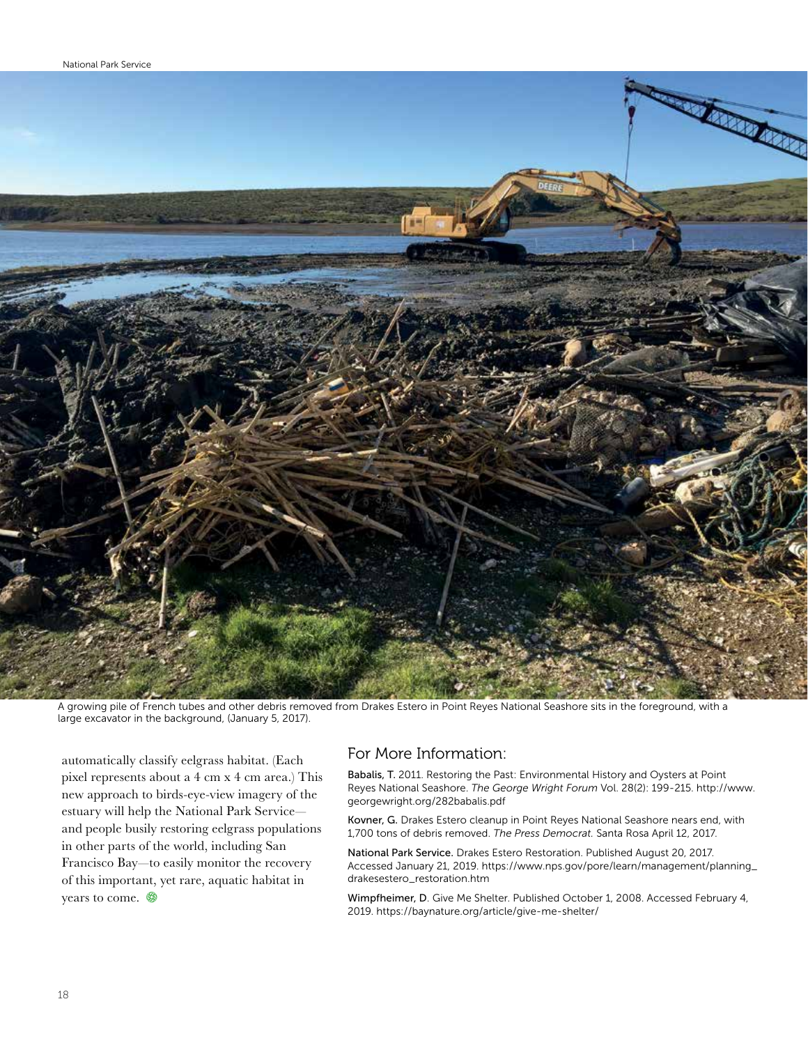A growing pile of French tubes and other debris removed from Drakes Estero in Point Reyes National Seashore sits in the foreground, with a large excavator in the background, (January 5, 2017).

automatically classify eelgrass habitat. (Each pixel represents about a 4 cm x 4 cm area.) This new approach to birds-eye-view imagery of the estuary will help the National Park Service—and people busily restoring eelgrass populations in other parts of the world, including San Francisco Bay—to easily monitor the recovery of this important, yet rare, aquatic habitat in years to come.

## For More Information:

**Babalis, T.** 2011. Restoring the Past: Environmental History and Oysters at Point Reyes National Seashore. *The George Wright Forum* Vol. 28(2): 199-215. http://www.georgewright.org/282babalis.pdf

**Kovner, G.** Drakes Estero cleanup in Point Reyes National Seashore nears end, with 1,700 tons of debris removed. *The Press Democrat.* Santa Rosa April 12, 2017.

**National Park Service.** Drakes Estero Restoration. Published August 20, 2017. Accessed January 21, 2019. https://www.nps.gov/pore/learn/management/planning_drakesestero_restoration.htm

**Wimpfheimer, D**. Give Me Shelter. Published October 1, 2008. Accessed February 4, 2019. https://baynature.org/article/give-me-shelter/